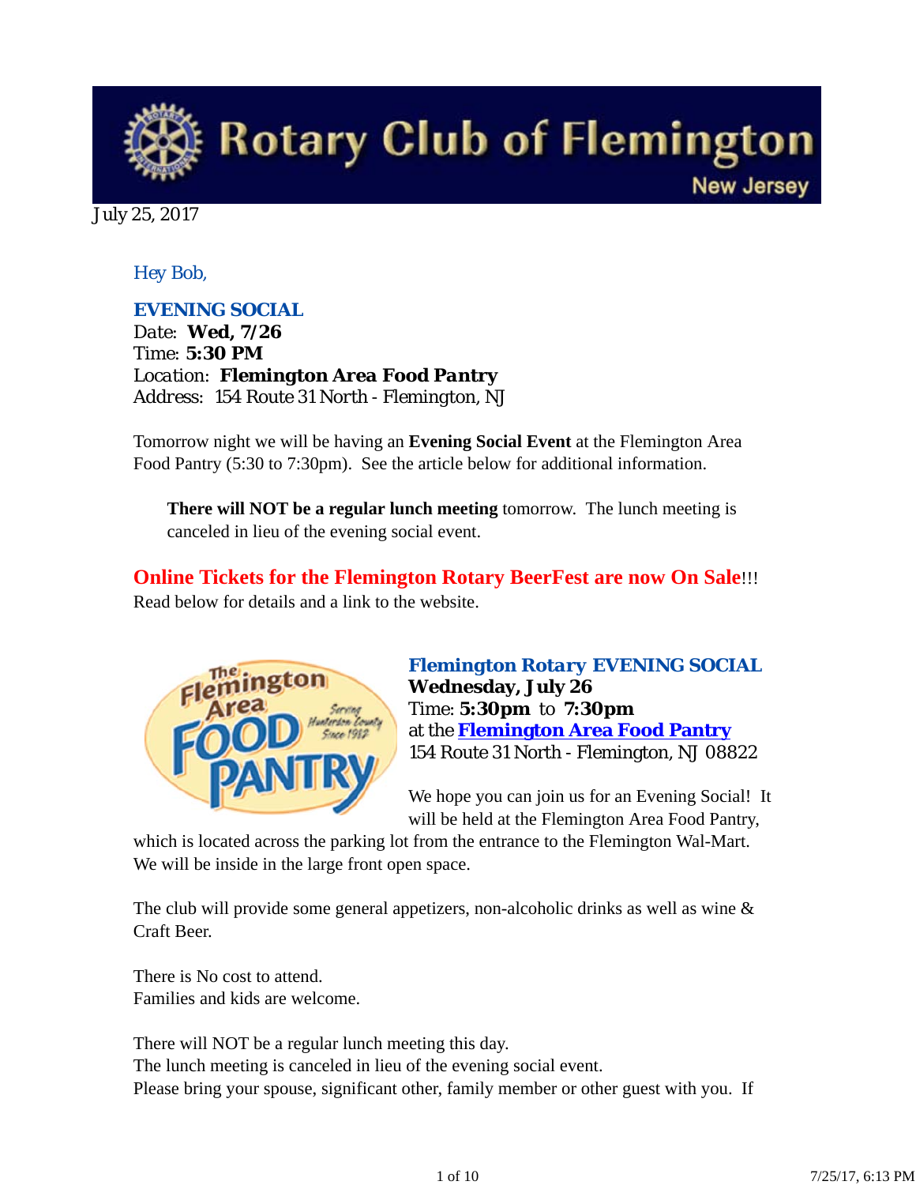# Rotary Club of Flemington
New Jersey

July 25, 2017

*Hey Bob,*

### EVENING SOCIAL

Date: **Wed, 7/26**
Time: **5:30 PM**
Location: **Flemington Area Food Pantry**
Address: 154 Route 31 North - Flemington, NJ

Tomorrow night we will be having an **Evening Social Event** at the Flemington Area Food Pantry (5:30 to 7:30pm). See the article below for additional information.

> **There will NOT be a regular lunch meeting** tomorrow. The lunch meeting is canceled in lieu of the evening social event.

**Online Tickets for the Flemington Rotary BeerFest are now On Sale**!!!
Read below for details and a link to the website.

### Flemington Rotary EVENING SOCIAL

**Wednesday, July 26**
Time: **5:30pm** to **7:30pm**
at the **Flemington Area Food Pantry**
154 Route 31 North - Flemington, NJ 08822

We hope you can join us for an Evening Social! It will be held at the Flemington Area Food Pantry, which is located across the parking lot from the entrance to the Flemington Wal-Mart. We will be inside in the large front open space.

The club will provide some general appetizers, non-alcoholic drinks as well as wine & Craft Beer.

There is No cost to attend.
Families and kids are welcome.

There will NOT be a regular lunch meeting this day.
The lunch meeting is canceled in lieu of the evening social event.
Please bring your spouse, significant other, family member or other guest with you. If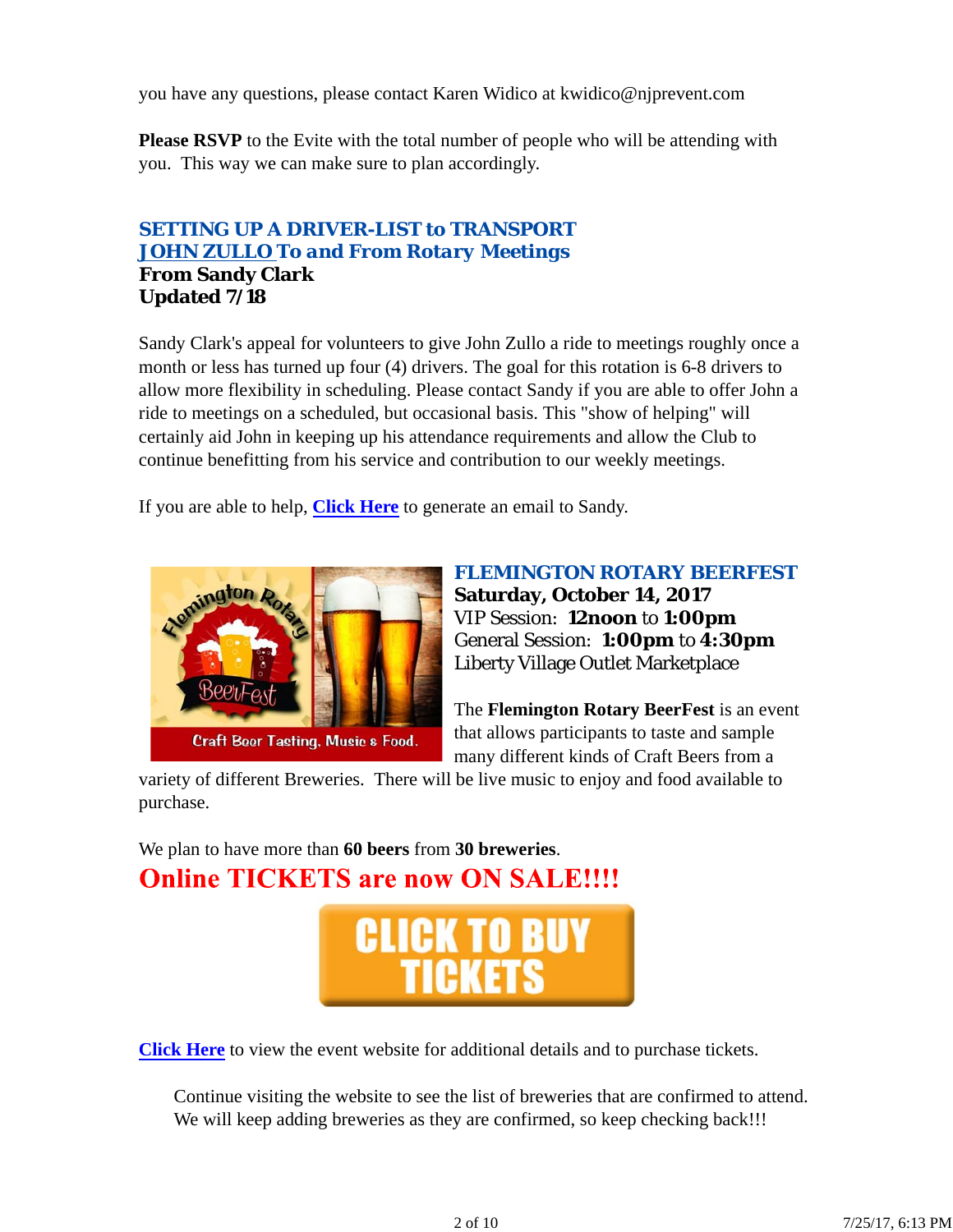you have any questions, please contact Karen Widico at kwidico@njprevent.com

**Please RSVP** to the Evite with the total number of people who will be attending with you. This way we can make sure to plan accordingly.

### SETTING UP A DRIVER-LIST to TRANSPORT JOHN ZULLO To and From Rotary Meetings
**From Sandy Clark**
**Updated 7/18**

Sandy Clark's appeal for volunteers to give John Zullo a ride to meetings roughly once a month or less has turned up four (4) drivers. The goal for this rotation is 6-8 drivers to allow more flexibility in scheduling. Please contact Sandy if you are able to offer John a ride to meetings on a scheduled, but occasional basis. This "show of helping" will certainly aid John in keeping up his attendance requirements and allow the Club to continue benefitting from his service and contribution to our weekly meetings.

If you are able to help, **Click Here** to generate an email to Sandy.

### FLEMINGTON ROTARY BEERFEST
**Saturday, October 14, 2017**
VIP Session: **12noon** to **1:00pm**
General Session: **1:00pm** to **4:30pm**
Liberty Village Outlet Marketplace

The **Flemington Rotary BeerFest** is an event that allows participants to taste and sample many different kinds of Craft Beers from a variety of different Breweries. There will be live music to enjoy and food available to purchase.

We plan to have more than **60 beers** from **30 breweries**.

**Online TICKETS are now ON SALE!!!!**

**CLICK TO BUY TICKETS**

**Click Here** to view the event website for additional details and to purchase tickets.

Continue visiting the website to see the list of breweries that are confirmed to attend. We will keep adding breweries as they are confirmed, so keep checking back!!!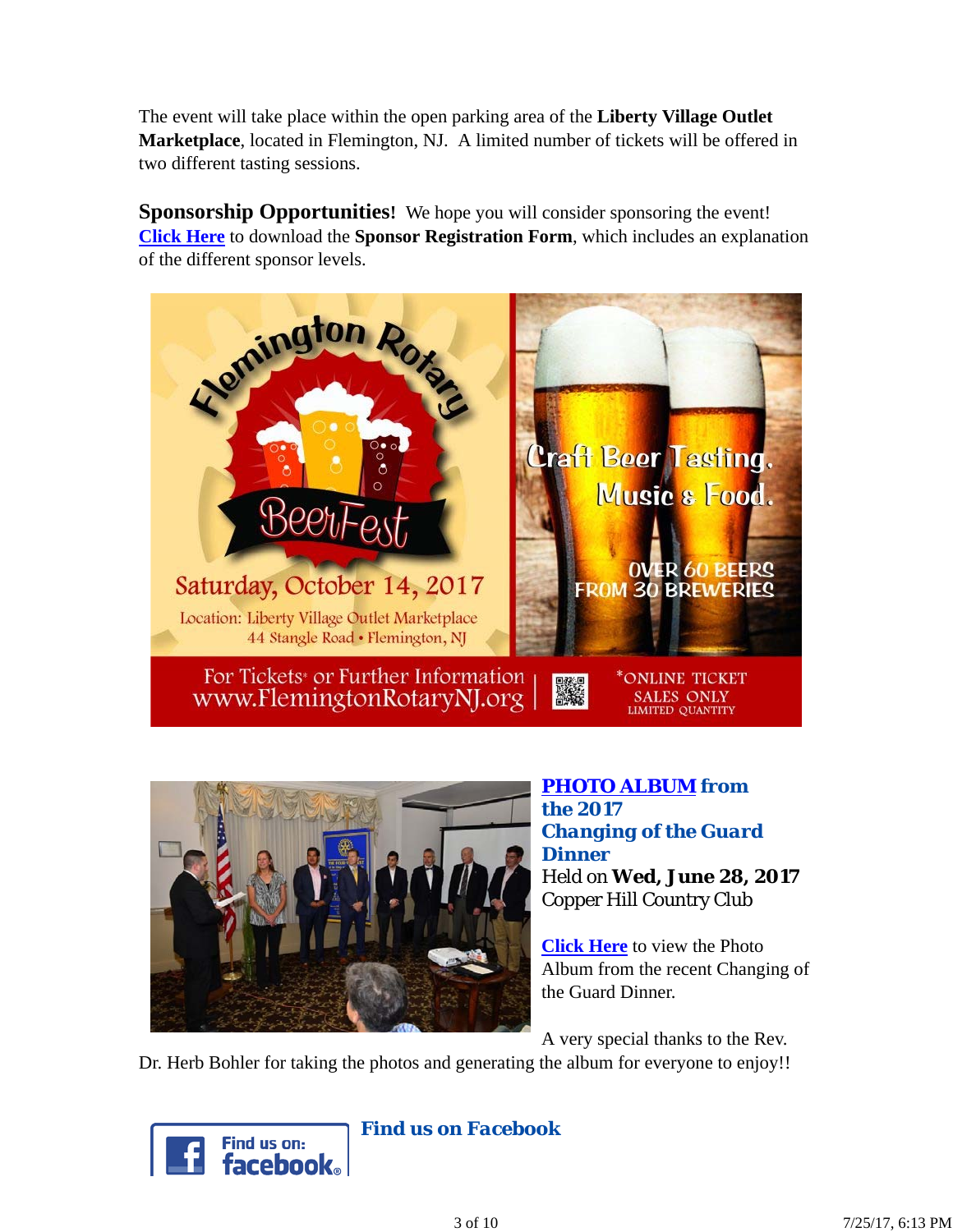The event will take place within the open parking area of the **Liberty Village Outlet Marketplace**, located in Flemington, NJ. A limited number of tickets will be offered in two different tasting sessions.

**Sponsorship Opportunities!** We hope you will consider sponsoring the event! **Click Here** to download the **Sponsor Registration Form**, which includes an explanation of the different sponsor levels.

Flemington Rotary BeerFest

Saturday, October 14, 2017

Location: Liberty Village Outlet Marketplace
44 Stangle Road • Flemington, NJ

Craft Beer Tasting, Music & Food.

OVER 60 BEERS FROM 30 BREWERIES

For Tickets* or Further Information www.FlemingtonRotaryNJ.org

*ONLINE TICKET SALES ONLY LIMITED QUANTITY

**PHOTO ALBUM from the 2017 Changing of the Guard Dinner**

Held on **Wed, June 28, 2017**
Copper Hill Country Club

**Click Here** to view the Photo Album from the recent Changing of the Guard Dinner.

A very special thanks to the Rev. Dr. Herb Bohler for taking the photos and generating the album for everyone to enjoy!!

Find us on: facebook

**Find us on Facebook**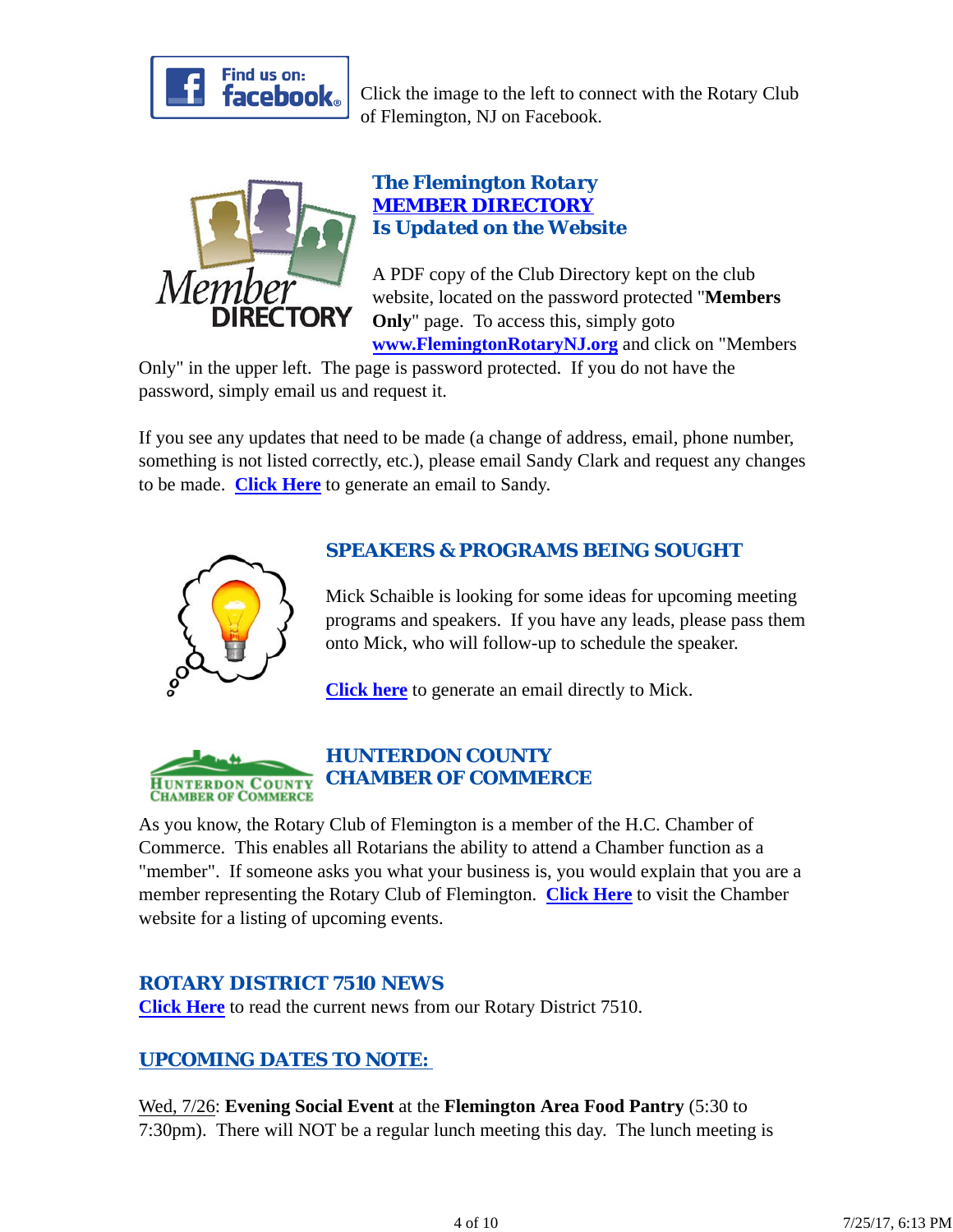Click the image to the left to connect with the Rotary Club of Flemington, NJ on Facebook.

## The Flemington Rotary MEMBER DIRECTORY Is Updated on the Website

A PDF copy of the Club Directory kept on the club website, located on the password protected "**Members Only**" page. To access this, simply goto **www.FlemingtonRotaryNJ.org** and click on "Members Only" in the upper left. The page is password protected. If you do not have the password, simply email us and request it.

If you see any updates that need to be made (a change of address, email, phone number, something is not listed correctly, etc.), please email Sandy Clark and request any changes to be made. **Click Here** to generate an email to Sandy.

## SPEAKERS & PROGRAMS BEING SOUGHT

Mick Schaible is looking for some ideas for upcoming meeting programs and speakers. If you have any leads, please pass them onto Mick, who will follow-up to schedule the speaker.

**Click here** to generate an email directly to Mick.

## HUNTERDON COUNTY CHAMBER OF COMMERCE

As you know, the Rotary Club of Flemington is a member of the H.C. Chamber of Commerce. This enables all Rotarians the ability to attend a Chamber function as a "member". If someone asks you what your business is, you would explain that you are a member representing the Rotary Club of Flemington. **Click Here** to visit the Chamber website for a listing of upcoming events.

## ROTARY DISTRICT 7510 NEWS

**Click Here** to read the current news from our Rotary District 7510.

## UPCOMING DATES TO NOTE:

Wed, 7/26: **Evening Social Event** at the **Flemington Area Food Pantry** (5:30 to 7:30pm). There will NOT be a regular lunch meeting this day. The lunch meeting is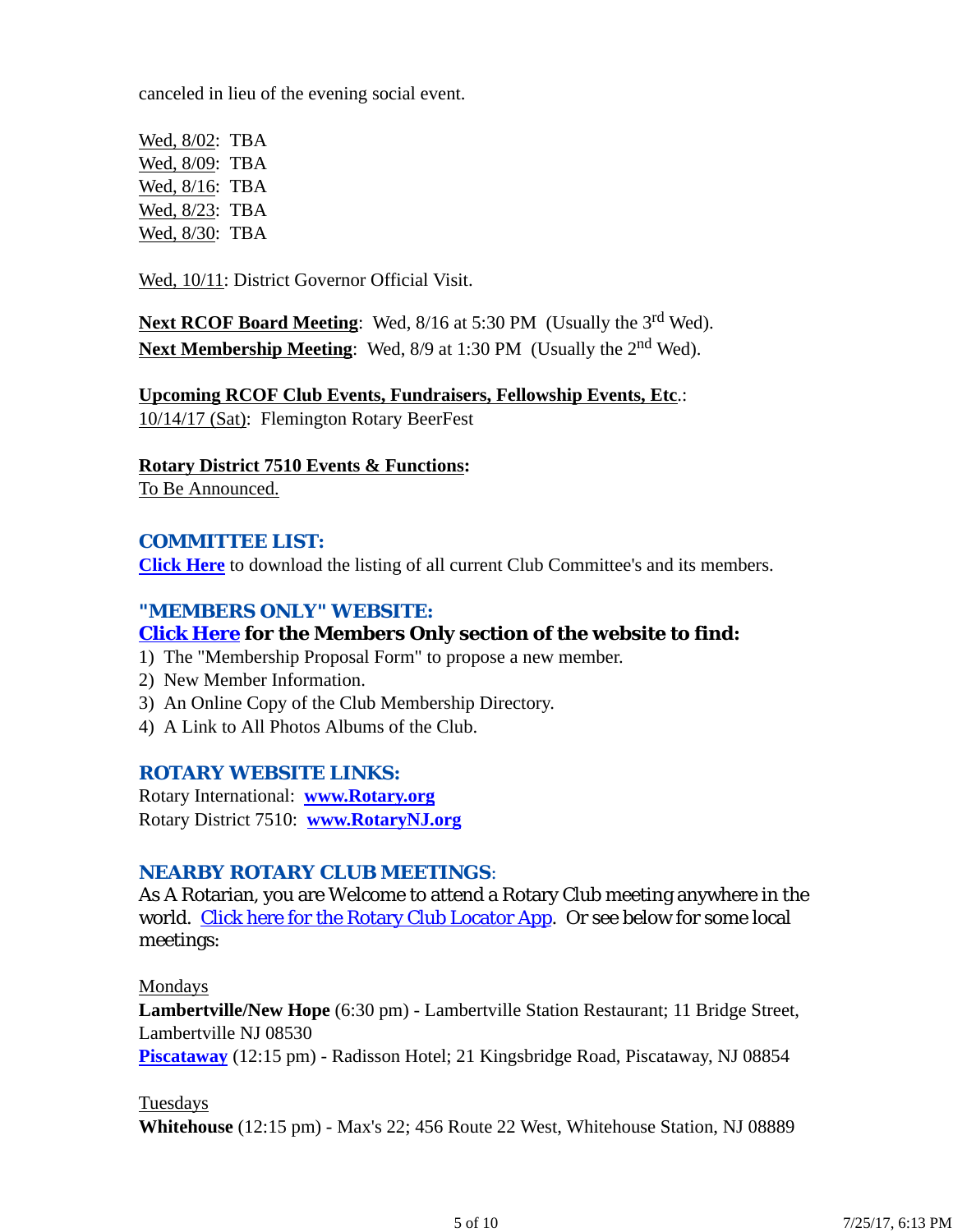canceled in lieu of the evening social event.

Wed, 8/02: TBA
Wed, 8/09: TBA
Wed, 8/16: TBA
Wed, 8/23: TBA
Wed, 8/30: TBA

Wed, 10/11: District Governor Official Visit.

**Next RCOF Board Meeting**: Wed, 8/16 at 5:30 PM (Usually the 3rd Wed).
**Next Membership Meeting**: Wed, 8/9 at 1:30 PM (Usually the 2nd Wed).

**Upcoming RCOF Club Events, Fundraisers, Fellowship Events, Etc**.:
10/14/17 (Sat): Flemington Rotary BeerFest

**Rotary District 7510 Events & Functions:**
To Be Announced.

## COMMITTEE LIST:

**Click Here** to download the listing of all current Club Committee's and its members.

## "MEMBERS ONLY" WEBSITE:

**Click Here for the Members Only section of the website to find:**

1) The "Membership Proposal Form" to propose a new member.
2) New Member Information.
3) An Online Copy of the Club Membership Directory.
4) A Link to All Photos Albums of the Club.

## ROTARY WEBSITE LINKS:

Rotary International: **www.Rotary.org**
Rotary District 7510: **www.RotaryNJ.org**

## NEARBY ROTARY CLUB MEETINGS:

As A Rotarian, you are Welcome to attend a Rotary Club meeting anywhere in the world. Click here for the Rotary Club Locator App. Or see below for some local meetings:

Mondays
**Lambertville/New Hope** (6:30 pm) - Lambertville Station Restaurant; 11 Bridge Street, Lambertville NJ 08530
**Piscataway** (12:15 pm) - Radisson Hotel; 21 Kingsbridge Road, Piscataway, NJ 08854

Tuesdays
**Whitehouse** (12:15 pm) - Max's 22; 456 Route 22 West, Whitehouse Station, NJ 08889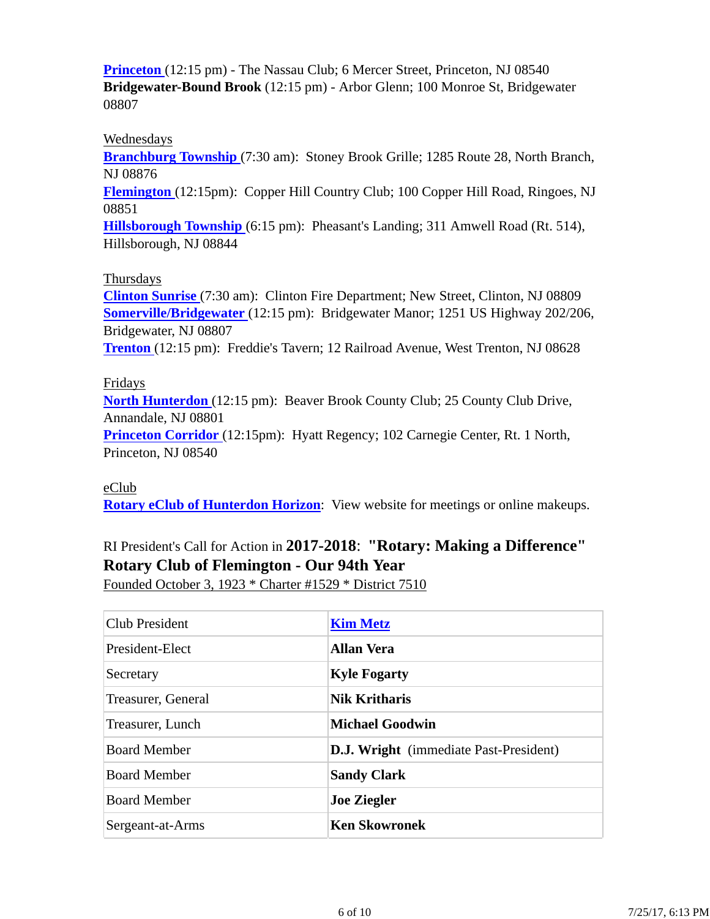**Princeton** (12:15 pm) - The Nassau Club; 6 Mercer Street, Princeton, NJ 08540
**Bridgewater-Bound Brook** (12:15 pm) - Arbor Glenn; 100 Monroe St, Bridgewater 08807

Wednesdays
**Branchburg Township** (7:30 am): Stoney Brook Grille; 1285 Route 28, North Branch, NJ 08876
**Flemington** (12:15pm): Copper Hill Country Club; 100 Copper Hill Road, Ringoes, NJ 08851
**Hillsborough Township** (6:15 pm): Pheasant's Landing; 311 Amwell Road (Rt. 514), Hillsborough, NJ 08844

Thursdays
**Clinton Sunrise** (7:30 am): Clinton Fire Department; New Street, Clinton, NJ 08809
**Somerville/Bridgewater** (12:15 pm): Bridgewater Manor; 1251 US Highway 202/206, Bridgewater, NJ 08807
**Trenton** (12:15 pm): Freddie's Tavern; 12 Railroad Avenue, West Trenton, NJ 08628

Fridays
**North Hunterdon** (12:15 pm): Beaver Brook County Club; 25 County Club Drive, Annandale, NJ 08801
**Princeton Corridor** (12:15pm): Hyatt Regency; 102 Carnegie Center, Rt. 1 North, Princeton, NJ 08540

eClub
**Rotary eClub of Hunterdon Horizon**: View website for meetings or online makeups.

RI President's Call for Action in **2017-2018**: **"Rotary: Making a Difference"**
**Rotary Club of Flemington - Our 94th Year**
Founded October 3, 1923 * Charter #1529 * District 7510

| | |
|---|---|
| Club President | **Kim Metz** |
| President-Elect | **Allan Vera** |
| Secretary | **Kyle Fogarty** |
| Treasurer, General | **Nik Kritharis** |
| Treasurer, Lunch | **Michael Goodwin** |
| Board Member | **D.J. Wright** (immediate Past-President) |
| Board Member | **Sandy Clark** |
| Board Member | **Joe Ziegler** |
| Sergeant-at-Arms | **Ken Skowronek** |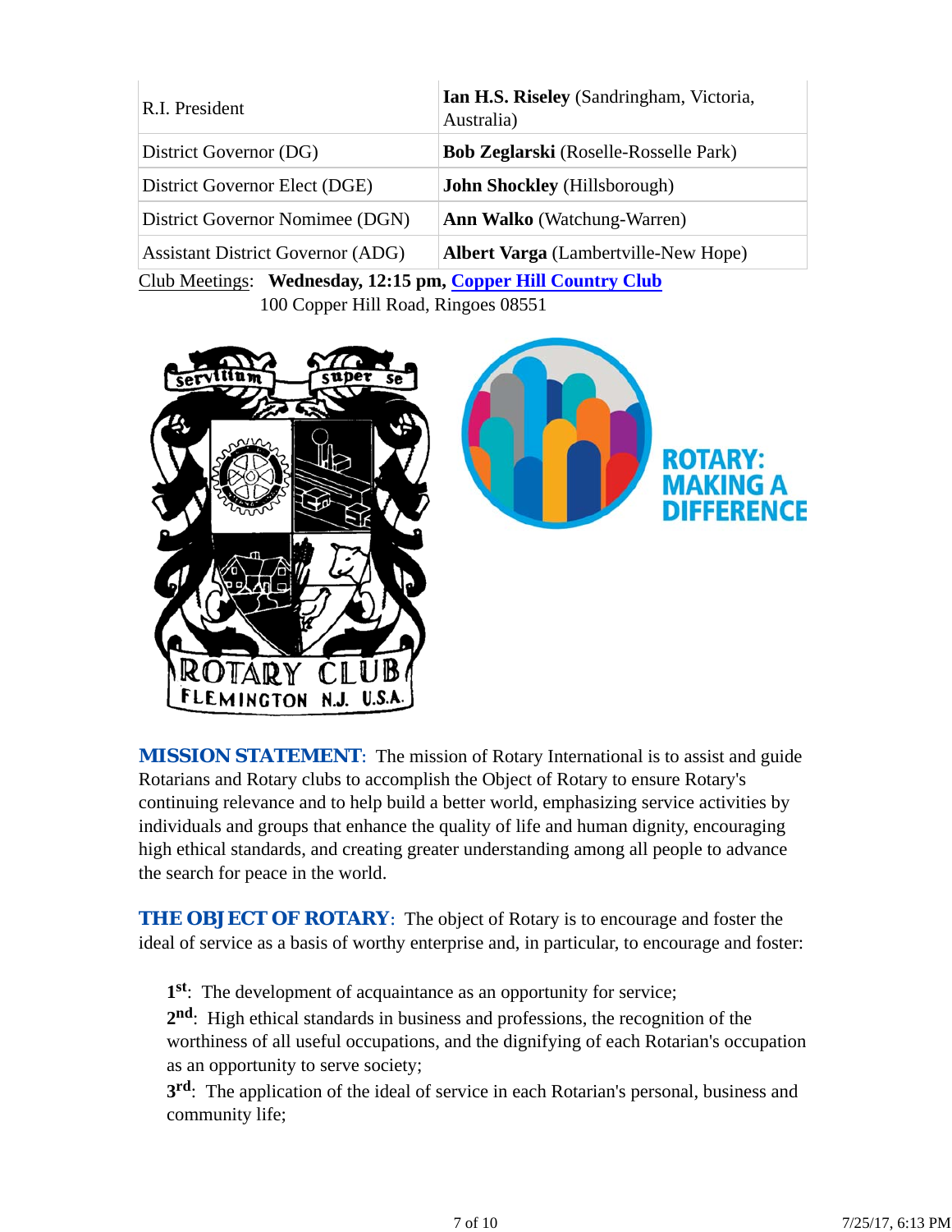| | |
|---|---|
| R.I. President | **Ian H.S. Riseley** (Sandringham, Victoria, Australia) |
| District Governor (DG) | **Bob Zeglarski** (Roselle-Rosselle Park) |
| District Governor Elect (DGE) | **John Shockley** (Hillsborough) |
| District Governor Nomimee (DGN) | **Ann Walko** (Watchung-Warren) |
| Assistant District Governor (ADG) | **Albert Varga** (Lambertville-New Hope) |

Club Meetings: **Wednesday, 12:15 pm, Copper Hill Country Club**
100 Copper Hill Road, Ringoes 08551

**MISSION STATEMENT**: The mission of Rotary International is to assist and guide Rotarians and Rotary clubs to accomplish the Object of Rotary to ensure Rotary's continuing relevance and to help build a better world, emphasizing service activities by individuals and groups that enhance the quality of life and human dignity, encouraging high ethical standards, and creating greater understanding among all people to advance the search for peace in the world.

**THE OBJECT OF ROTARY**: The object of Rotary is to encourage and foster the ideal of service as a basis of worthy enterprise and, in particular, to encourage and foster:

**1st**: The development of acquaintance as an opportunity for service;
**2nd**: High ethical standards in business and professions, the recognition of the worthiness of all useful occupations, and the dignifying of each Rotarian's occupation as an opportunity to serve society;
**3rd**: The application of the ideal of service in each Rotarian's personal, business and community life;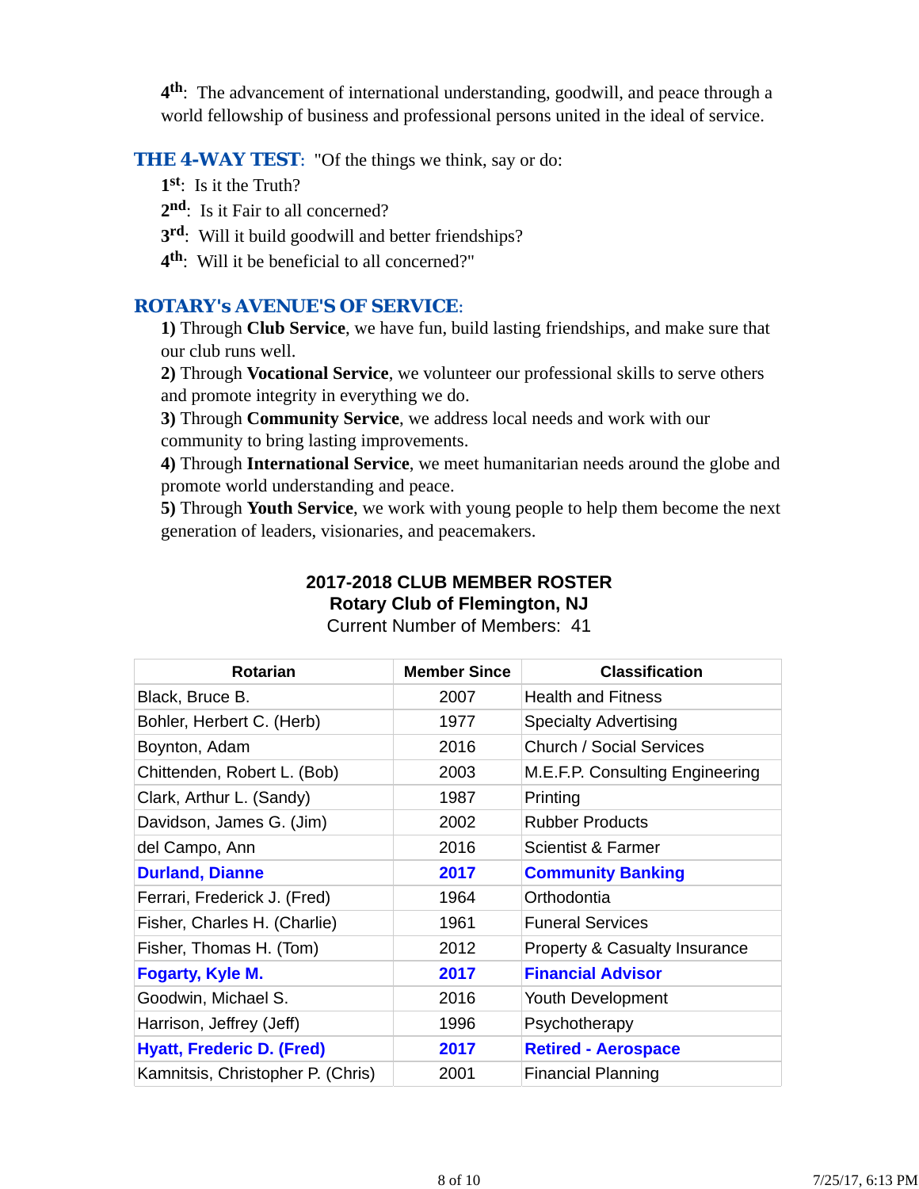**4th**: The advancement of international understanding, goodwill, and peace through a world fellowship of business and professional persons united in the ideal of service.

**THE 4-WAY TEST**: "Of the things we think, say or do:

**1st**: Is it the Truth?
**2nd**: Is it Fair to all concerned?
**3rd**: Will it build goodwill and better friendships?
**4th**: Will it be beneficial to all concerned?"

**ROTARY's AVENUE'S OF SERVICE**:

**1)** Through **Club Service**, we have fun, build lasting friendships, and make sure that our club runs well.
**2)** Through **Vocational Service**, we volunteer our professional skills to serve others and promote integrity in everything we do.
**3)** Through **Community Service**, we address local needs and work with our community to bring lasting improvements.
**4)** Through **International Service**, we meet humanitarian needs around the globe and promote world understanding and peace.
**5)** Through **Youth Service**, we work with young people to help them become the next generation of leaders, visionaries, and peacemakers.

**2017-2018 CLUB MEMBER ROSTER**
**Rotary Club of Flemington, NJ**
Current Number of Members: 41

| Rotarian | Member Since | Classification |
|---|---|---|
| Black, Bruce B. | 2007 | Health and Fitness |
| Bohler, Herbert C. (Herb) | 1977 | Specialty Advertising |
| Boynton, Adam | 2016 | Church / Social Services |
| Chittenden, Robert L. (Bob) | 2003 | M.E.F.P. Consulting Engineering |
| Clark, Arthur L. (Sandy) | 1987 | Printing |
| Davidson, James G. (Jim) | 2002 | Rubber Products |
| del Campo, Ann | 2016 | Scientist & Farmer |
| **Durland, Dianne** | **2017** | **Community Banking** |
| Ferrari, Frederick J. (Fred) | 1964 | Orthodontia |
| Fisher, Charles H. (Charlie) | 1961 | Funeral Services |
| Fisher, Thomas H. (Tom) | 2012 | Property & Casualty Insurance |
| **Fogarty, Kyle M.** | **2017** | **Financial Advisor** |
| Goodwin, Michael S. | 2016 | Youth Development |
| Harrison, Jeffrey (Jeff) | 1996 | Psychotherapy |
| **Hyatt, Frederic D. (Fred)** | **2017** | **Retired - Aerospace** |
| Kamnitsis, Christopher P. (Chris) | 2001 | Financial Planning |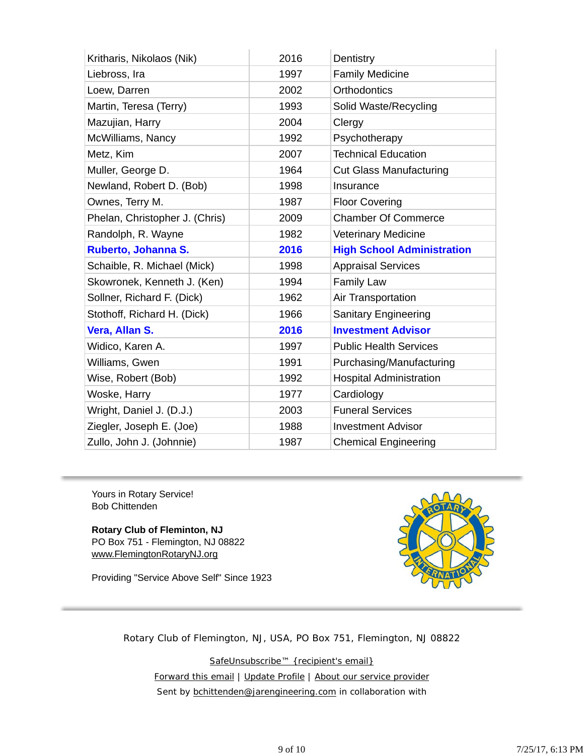| | | |
|---|---|---|
| Kritharis, Nikolaos (Nik) | 2016 | Dentistry |
| Liebross, Ira | 1997 | Family Medicine |
| Loew, Darren | 2002 | Orthodontics |
| Martin, Teresa (Terry) | 1993 | Solid Waste/Recycling |
| Mazujian, Harry | 2004 | Clergy |
| McWilliams, Nancy | 1992 | Psychotherapy |
| Metz, Kim | 2007 | Technical Education |
| Muller, George D. | 1964 | Cut Glass Manufacturing |
| Newland, Robert D. (Bob) | 1998 | Insurance |
| Ownes, Terry M. | 1987 | Floor Covering |
| Phelan, Christopher J. (Chris) | 2009 | Chamber Of Commerce |
| Randolph, R. Wayne | 1982 | Veterinary Medicine |
| **Ruberto, Johanna S.** | **2016** | **High School Administration** |
| Schaible, R. Michael (Mick) | 1998 | Appraisal Services |
| Skowronek, Kenneth J. (Ken) | 1994 | Family Law |
| Sollner, Richard F. (Dick) | 1962 | Air Transportation |
| Stothoff, Richard H. (Dick) | 1966 | Sanitary Engineering |
| **Vera, Allan S.** | **2016** | **Investment Advisor** |
| Widico, Karen A. | 1997 | Public Health Services |
| Williams, Gwen | 1991 | Purchasing/Manufacturing |
| Wise, Robert (Bob) | 1992 | Hospital Administration |
| Woske, Harry | 1977 | Cardiology |
| Wright, Daniel J. (D.J.) | 2003 | Funeral Services |
| Ziegler, Joseph E. (Joe) | 1988 | Investment Advisor |
| Zullo, John J. (Johnnie) | 1987 | Chemical Engineering |

---

Yours in Rotary Service!
Bob Chittenden

**Rotary Club of Fleminton, NJ**
PO Box 751 - Flemington, NJ 08822
www.FlemingtonRotaryNJ.org

Providing "Service Above Self" Since 1923

---

Rotary Club of Flemington, NJ, USA, PO Box 751, Flemington, NJ 08822

SafeUnsubscribe™ {recipient's email}

Forward this email | Update Profile | About our service provider

Sent by bchittenden@jarengineering.com in collaboration with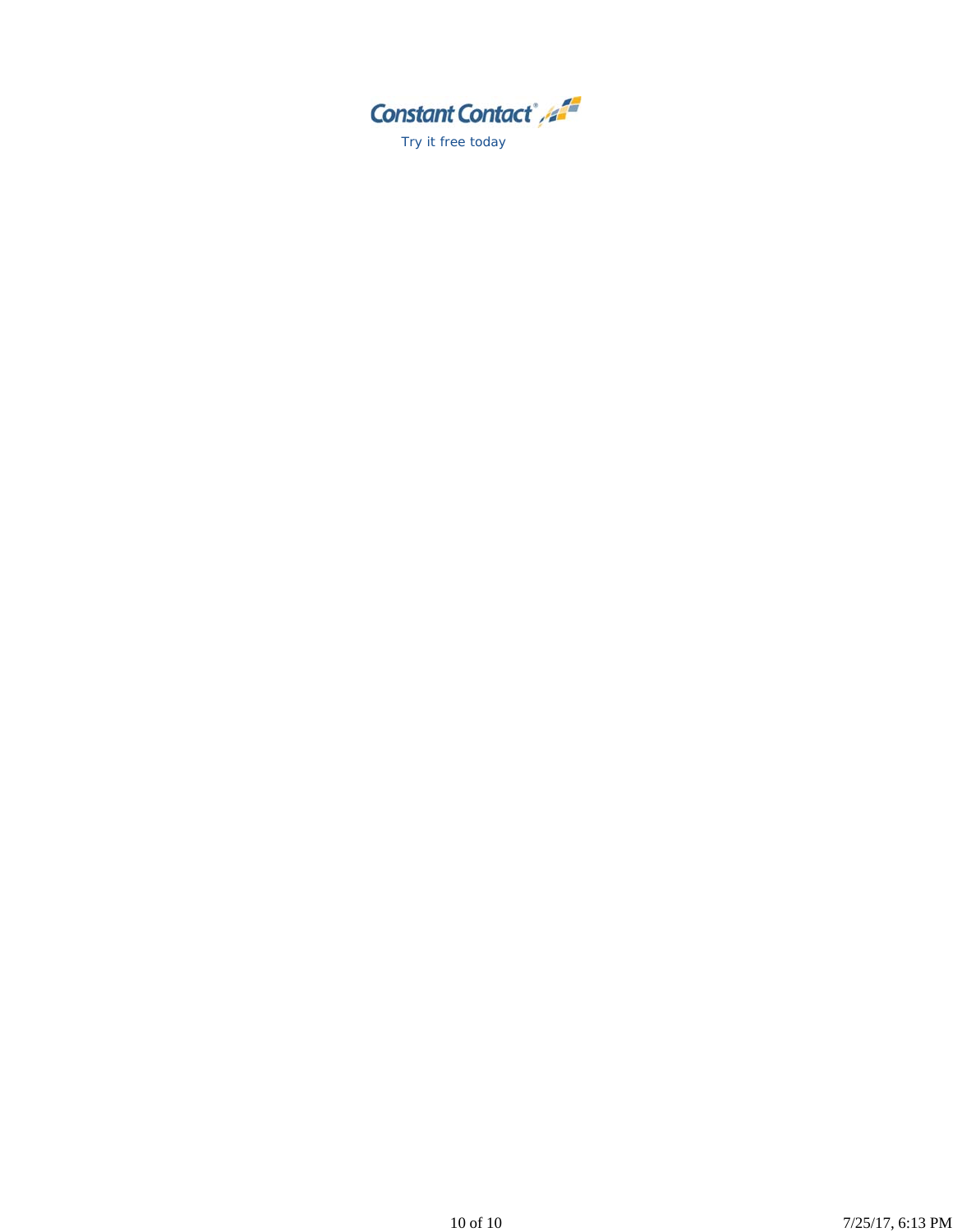Constant Contact®

Try it free today